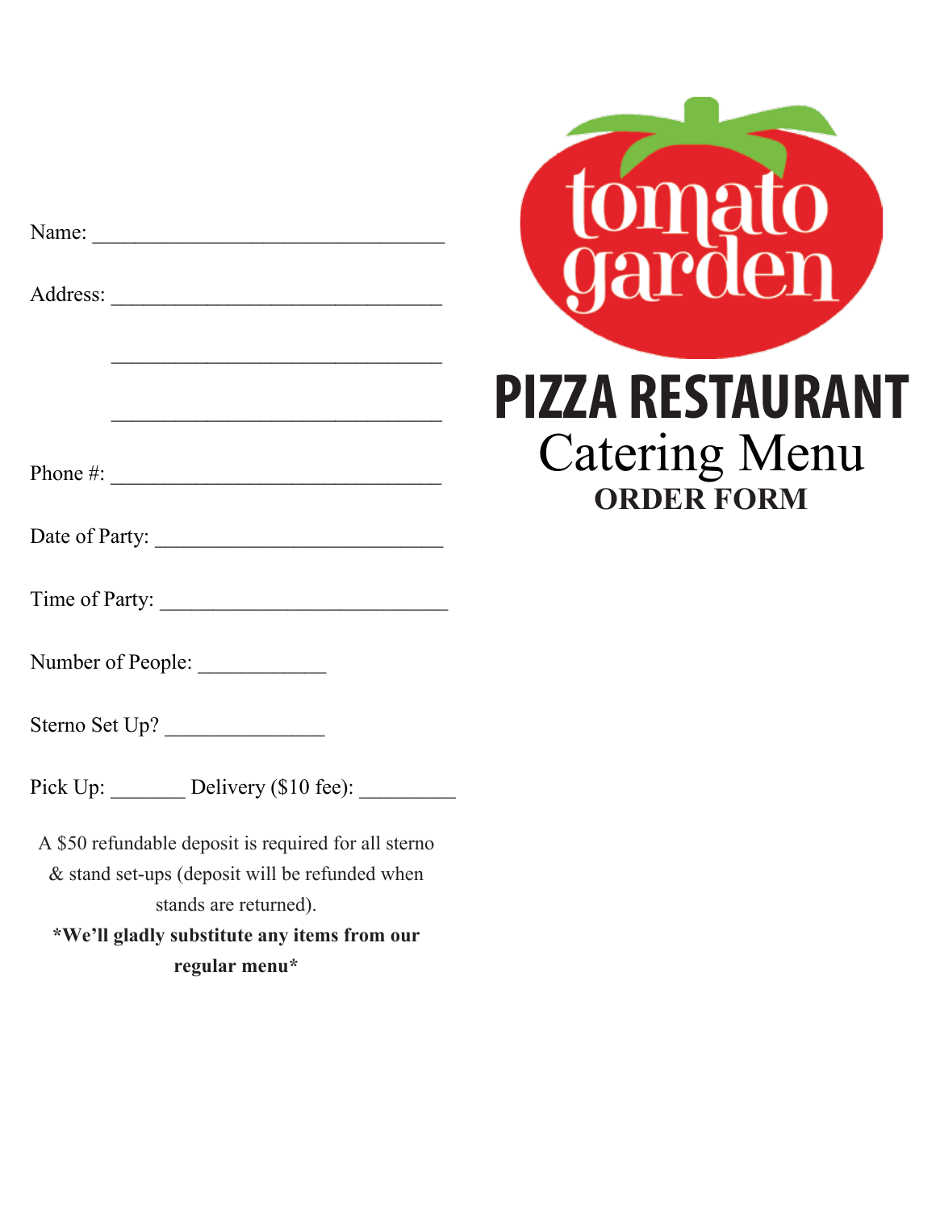# tomato garden

# PIZZA RESTAURANT

## Catering Menu

### ORDER FORM

Name: ________________________________

Address: ______________________________

______________________________

______________________________

Phone #: ______________________________

Date of Party: __________________________

Time of Party: __________________________

Number of People: ___________

Sterno Set Up? _______________

Pick Up: _______ Delivery ($10 fee): _________

A $50 refundable deposit is required for all sterno & stand set-ups (deposit will be refunded when stands are returned).

***We'll gladly substitute any items from our regular menu***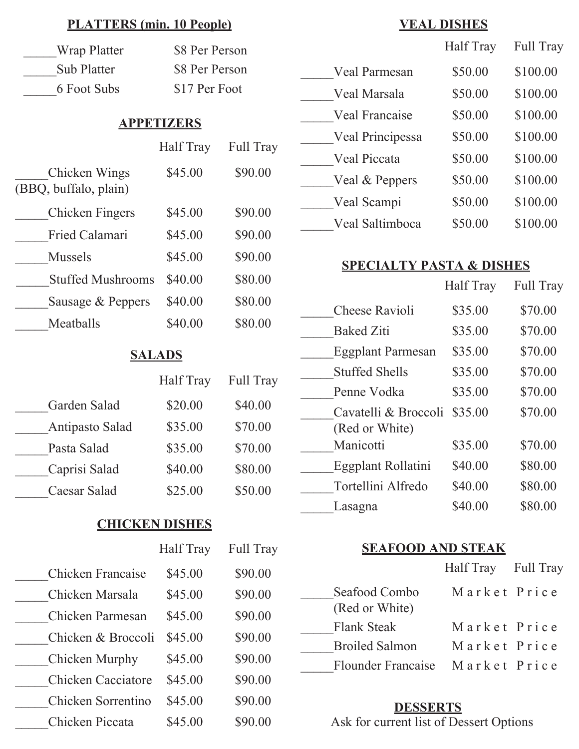## PLATTERS (min. 10 People)

| | |
|---|---|
| _____Wrap Platter | $8 Per Person |
| _____Sub Platter | $8 Per Person |
| _____6 Foot Subs | $17 Per Foot |

## APPETIZERS

| | Half Tray | Full Tray |
|---|---|---|
| _____Chicken Wings (BBQ, buffalo, plain) | $45.00 | $90.00 |
| _____Chicken Fingers | $45.00 | $90.00 |
| _____Fried Calamari | $45.00 | $90.00 |
| _____Mussels | $45.00 | $90.00 |
| _____Stuffed Mushrooms | $40.00 | $80.00 |
| _____Sausage & Peppers | $40.00 | $80.00 |
| _____Meatballs | $40.00 | $80.00 |

## SALADS

| | Half Tray | Full Tray |
|---|---|---|
| _____Garden Salad | $20.00 | $40.00 |
| _____Antipasto Salad | $35.00 | $70.00 |
| _____Pasta Salad | $35.00 | $70.00 |
| _____Caprisi Salad | $40.00 | $80.00 |
| _____Caesar Salad | $25.00 | $50.00 |

## CHICKEN DISHES

| | Half Tray | Full Tray |
|---|---|---|
| _____Chicken Francaise | $45.00 | $90.00 |
| _____Chicken Marsala | $45.00 | $90.00 |
| _____Chicken Parmesan | $45.00 | $90.00 |
| _____Chicken & Broccoli | $45.00 | $90.00 |
| _____Chicken Murphy | $45.00 | $90.00 |
| _____Chicken Cacciatore | $45.00 | $90.00 |
| _____Chicken Sorrentino | $45.00 | $90.00 |
| _____Chicken Piccata | $45.00 | $90.00 |

## VEAL DISHES

| | Half Tray | Full Tray |
|---|---|---|
| _____Veal Parmesan | $50.00 | $100.00 |
| _____Veal Marsala | $50.00 | $100.00 |
| _____Veal Francaise | $50.00 | $100.00 |
| _____Veal Principessa | $50.00 | $100.00 |
| _____Veal Piccata | $50.00 | $100.00 |
| _____Veal & Peppers | $50.00 | $100.00 |
| _____Veal Scampi | $50.00 | $100.00 |
| _____Veal Saltimboca | $50.00 | $100.00 |

## SPECIALTY PASTA & DISHES

| | Half Tray | Full Tray |
|---|---|---|
| _____Cheese Ravioli | $35.00 | $70.00 |
| _____Baked Ziti | $35.00 | $70.00 |
| _____Eggplant Parmesan | $35.00 | $70.00 |
| _____Stuffed Shells | $35.00 | $70.00 |
| _____Penne Vodka | $35.00 | $70.00 |
| _____Cavatelli & Broccoli (Red or White) | $35.00 | $70.00 |
| _____Manicotti | $35.00 | $70.00 |
| _____Eggplant Rollatini | $40.00 | $80.00 |
| _____Tortellini Alfredo | $40.00 | $80.00 |
| _____Lasagna | $40.00 | $80.00 |

## SEAFOOD AND STEAK

| | Half Tray | Full Tray |
|---|---|---|
| _____Seafood Combo (Red or White) | Market Price | |
| _____Flank Steak | Market Price | |
| _____Broiled Salmon | Market Price | |
| _____Flounder Francaise | Market Price | |

## DESSERTS

Ask for current list of Dessert Options